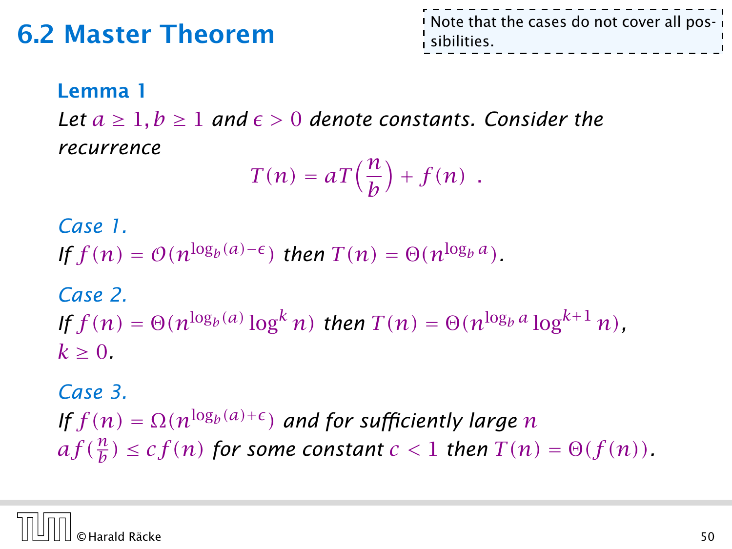## 6.2 Master Theorem

Note that the cases do not cover all possibilities.

**Lemma 1**

*Let $a \geq 1, b \geq 1$ and $\epsilon > 0$ denote constants. Consider the recurrence*

$$T(n) = aT\Big(\frac{n}{b}\Big) + f(n) \enspace .$$

*Case 1.*
*If $f(n) = \mathcal{O}(n^{\log_b(a)-\epsilon})$ then $T(n) = \Theta(n^{\log_b a})$.*

*Case 2.*
*If $f(n) = \Theta(n^{\log_b(a)} \log^k n)$ then $T(n) = \Theta(n^{\log_b a} \log^{k+1} n)$, $k \geq 0$.*

*Case 3.*
*If $f(n) = \Omega(n^{\log_b(a)+\epsilon})$ and for sufficiently large $n$ $af(\frac{n}{b}) \leq cf(n)$ for some constant $c < 1$ then $T(n) = \Theta(f(n))$.*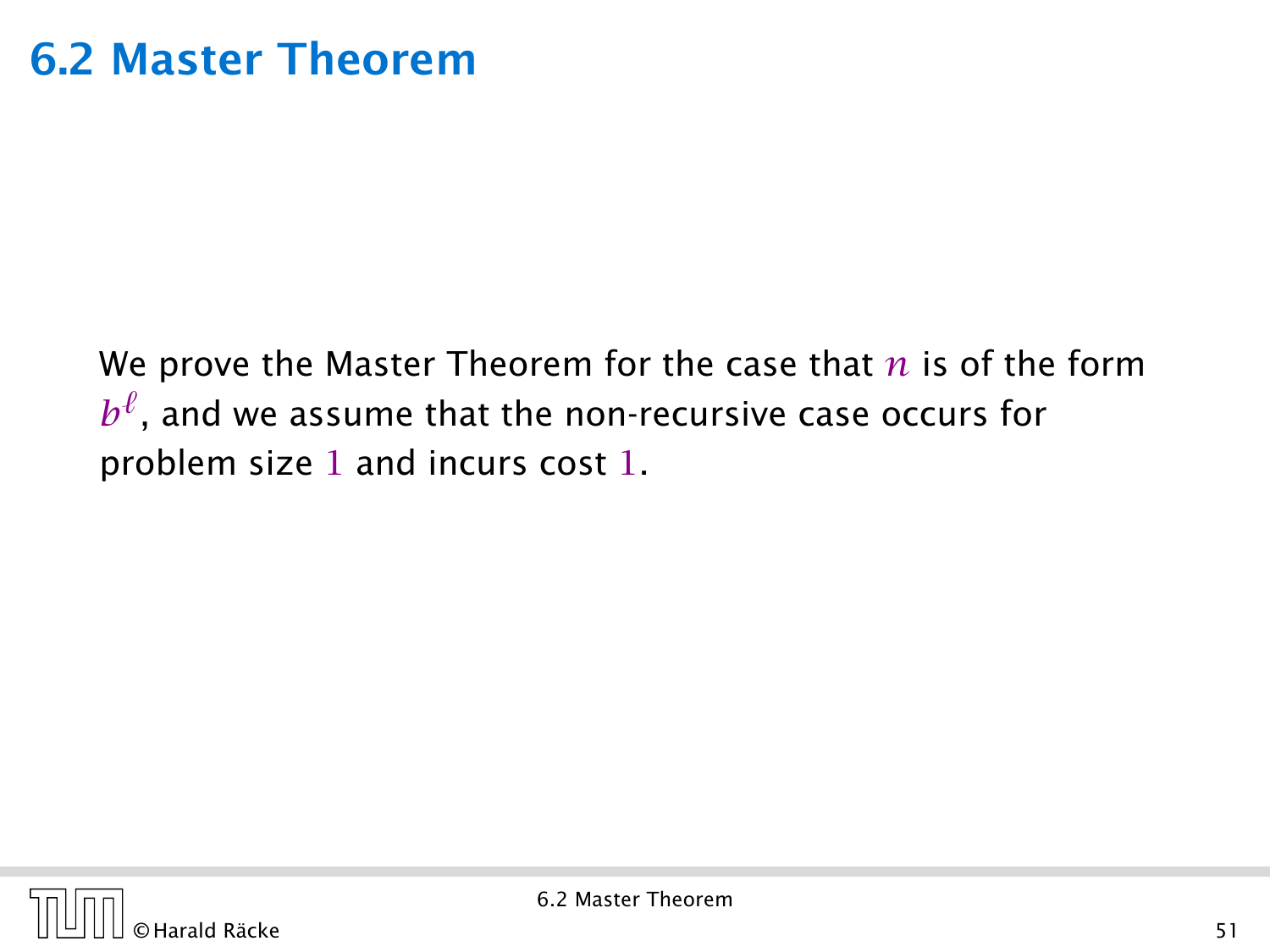# 6.2 Master Theorem

We prove the Master Theorem for the case that $n$ is of the form $b^\ell$, and we assume that the non-recursive case occurs for problem size $1$ and incurs cost $1$.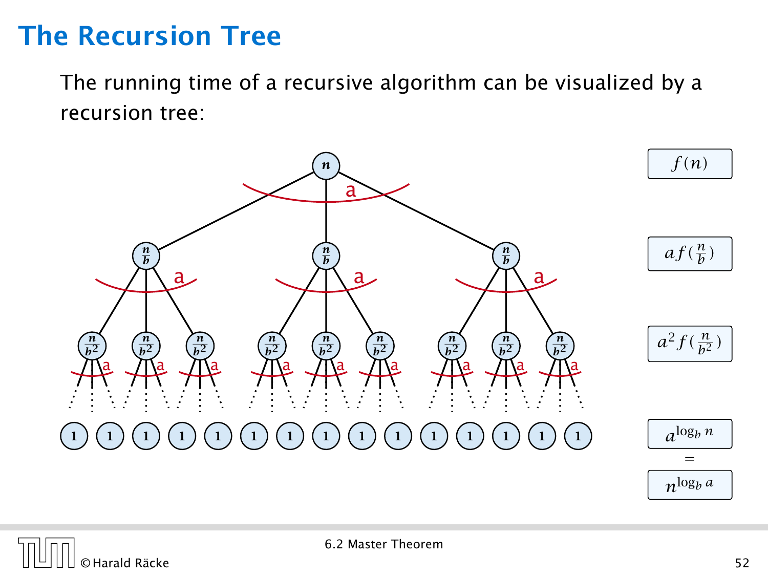# The Recursion Tree

The running time of a recursive algorithm can be visualized by a recursion tree:

$f(n)$

$af(\frac{n}{b})$

$a^2 f(\frac{n}{b^2})$

$a^{\log_b n}$

$=$

$n^{\log_b a}$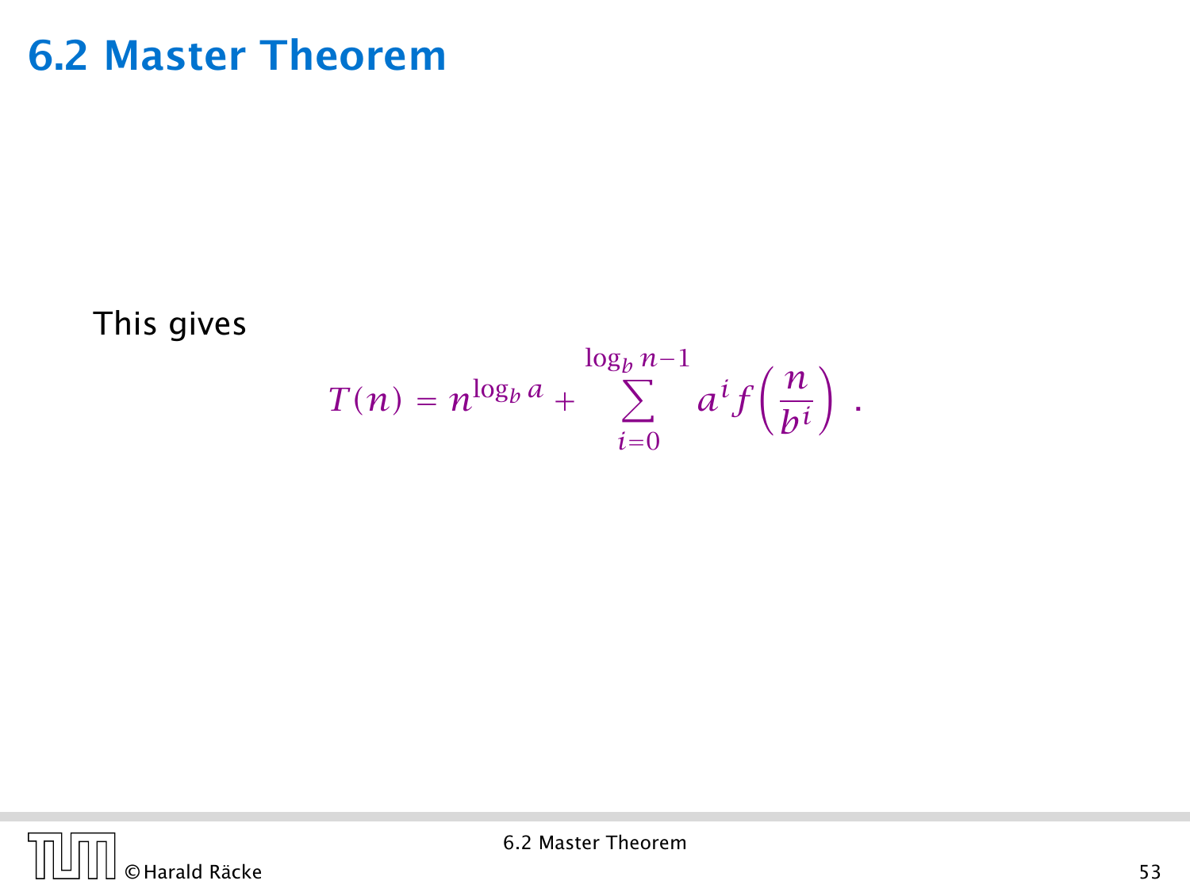## 6.2 Master Theorem

This gives

$$T(n) = n^{\log_b a} + \sum_{i=0}^{\log_b n - 1} a^i f\left(\frac{n}{b^i}\right) .$$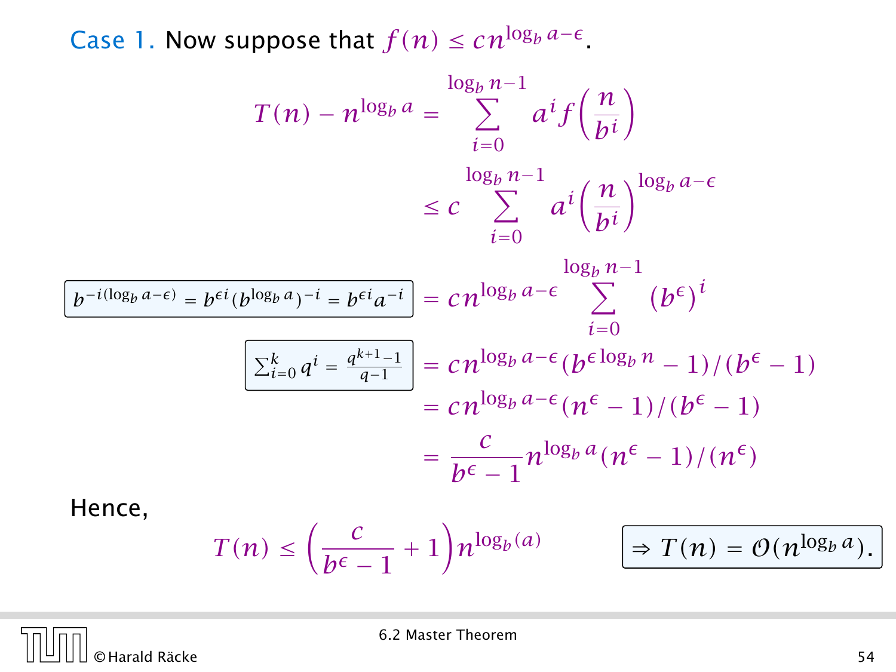**Case 1.** Now suppose that $f(n) \leq cn^{\log_b a - \epsilon}$.

$$
\begin{aligned}
T(n) - n^{\log_b a} &= \sum_{i=0}^{\log_b n - 1} a^i f\left(\frac{n}{b^i}\right) \\
&\leq c \sum_{i=0}^{\log_b n - 1} a^i \left(\frac{n}{b^i}\right)^{\log_b a - \epsilon} \\
&= cn^{\log_b a - \epsilon} \sum_{i=0}^{\log_b n - 1} \left(b^{\epsilon}\right)^i \\
&= cn^{\log_b a - \epsilon}(b^{\epsilon \log_b n} - 1)/(b^{\epsilon} - 1) \\
&= cn^{\log_b a - \epsilon}(n^{\epsilon} - 1)/(b^{\epsilon} - 1) \\
&= \frac{c}{b^{\epsilon} - 1} n^{\log_b a}(n^{\epsilon} - 1)/(n^{\epsilon})
\end{aligned}
$$

$b^{-i(\log_b a - \epsilon)} = b^{\epsilon i}(b^{\log_b a})^{-i} = b^{\epsilon i} a^{-i}$

$\sum_{i=0}^{k} q^i = \frac{q^{k+1} - 1}{q - 1}$

Hence,

$$
T(n) \leq \left(\frac{c}{b^{\epsilon} - 1} + 1\right) n^{\log_b (a)}
$$

$\Rightarrow T(n) = \mathcal{O}(n^{\log_b a})$.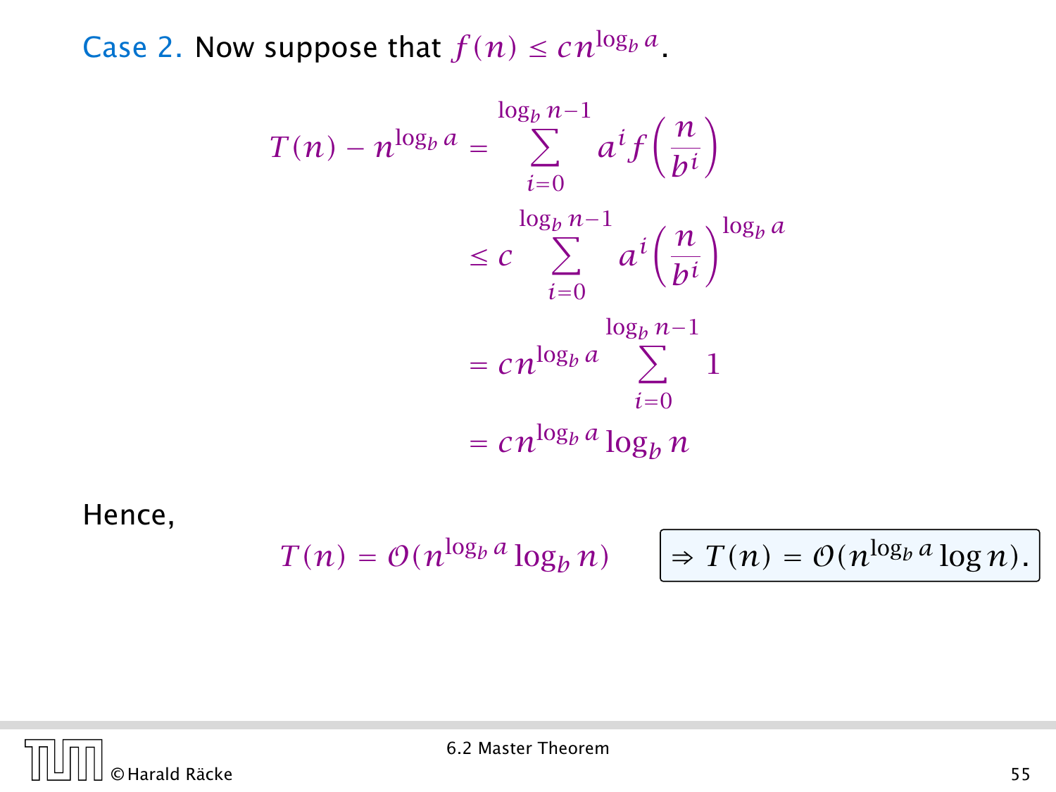Case 2. Now suppose that $f(n) \leq cn^{\log_b a}$.

$$
\begin{aligned}
T(n) - n^{\log_b a} &= \sum_{i=0}^{\log_b n - 1} a^i f\left(\frac{n}{b^i}\right) \\
&\leq c \sum_{i=0}^{\log_b n - 1} a^i \left(\frac{n}{b^i}\right)^{\log_b a} \\
&= cn^{\log_b a} \sum_{i=0}^{\log_b n - 1} 1 \\
&= cn^{\log_b a} \log_b n
\end{aligned}
$$

Hence,

$$
T(n) = \mathcal{O}(n^{\log_b a} \log_b n) \qquad \Rightarrow T(n) = \mathcal{O}(n^{\log_b a} \log n).
$$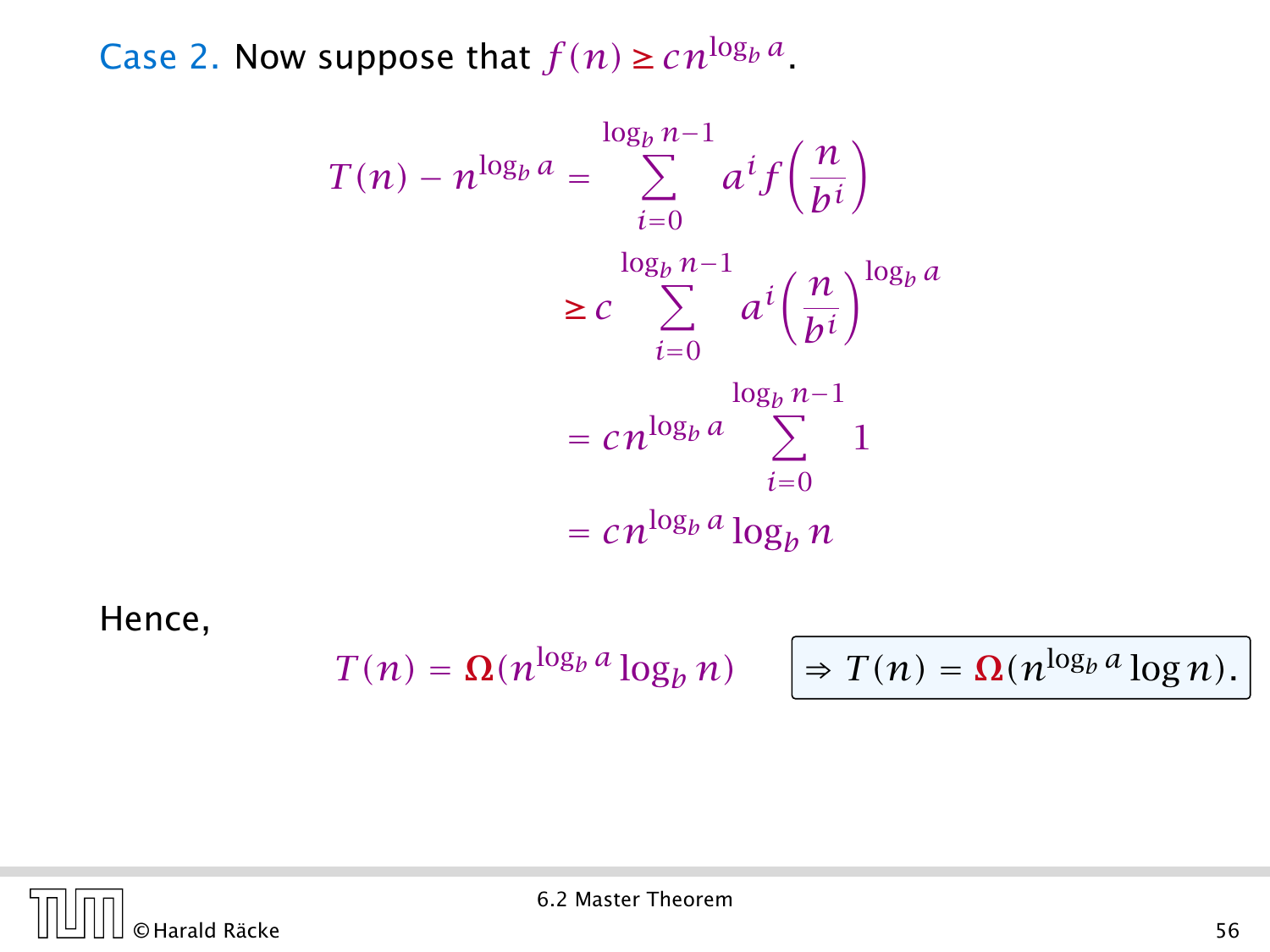Case 2. Now suppose that $f(n) \geq cn^{\log_b a}$.

$$
\begin{aligned}
T(n) - n^{\log_b a} &= \sum_{i=0}^{\log_b n - 1} a^i f\left(\frac{n}{b^i}\right) \\
&\geq c \sum_{i=0}^{\log_b n - 1} a^i \left(\frac{n}{b^i}\right)^{\log_b a} \\
&= cn^{\log_b a} \sum_{i=0}^{\log_b n - 1} 1 \\
&= cn^{\log_b a} \log_b n
\end{aligned}
$$

Hence,

$$
T(n) = \Omega(n^{\log_b a} \log_b n) \qquad \Rightarrow T(n) = \Omega(n^{\log_b a} \log n).
$$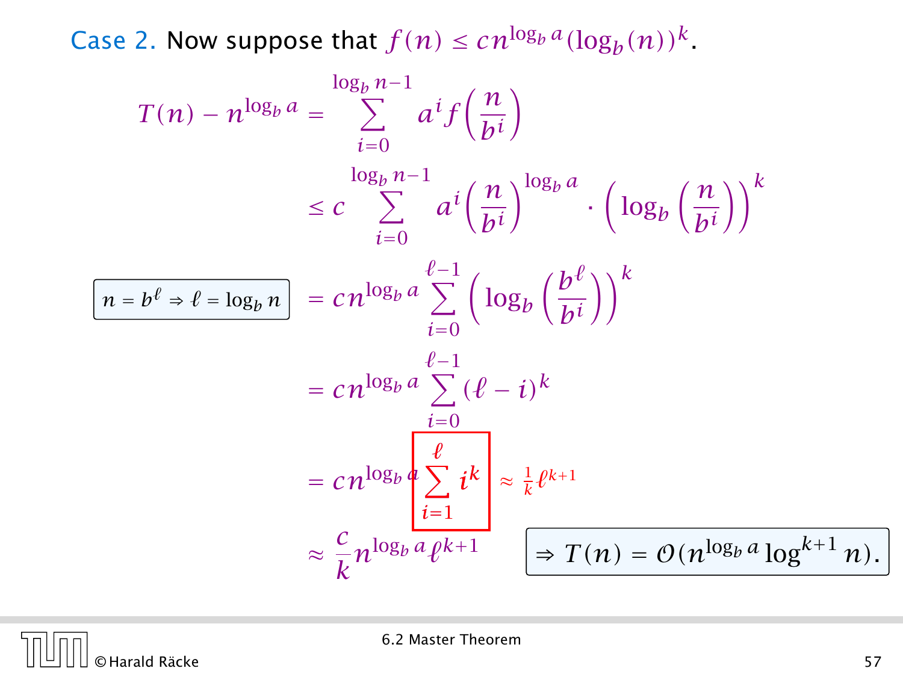**Case 2.** Now suppose that $f(n) \leq cn^{\log_b a}(\log_b(n))^k$.

$$
\begin{aligned}
T(n) - n^{\log_b a} &= \sum_{i=0}^{\log_b n - 1} a^i f\left(\frac{n}{b^i}\right) \\
&\leq c \sum_{i=0}^{\log_b n - 1} a^i \left(\frac{n}{b^i}\right)^{\log_b a} \cdot \left(\log_b\left(\frac{n}{b^i}\right)\right)^k
\end{aligned}
$$

$n = b^\ell \Rightarrow \ell = \log_b n$

$$
\begin{aligned}
&= cn^{\log_b a} \sum_{i=0}^{\ell-1} \left(\log_b\left(\frac{b^\ell}{b^i}\right)\right)^k \\
&= cn^{\log_b a} \sum_{i=0}^{\ell-1} (\ell - i)^k \\
&= cn^{\log_b a} \sum_{i=1}^{\ell} i^k \quad \approx \frac{1}{k}\ell^{k+1} \\
&\approx \frac{c}{k} n^{\log_b a} \ell^{k+1}
\end{aligned}
$$

$\Rightarrow T(n) = \mathcal{O}(n^{\log_b a} \log^{k+1} n)$.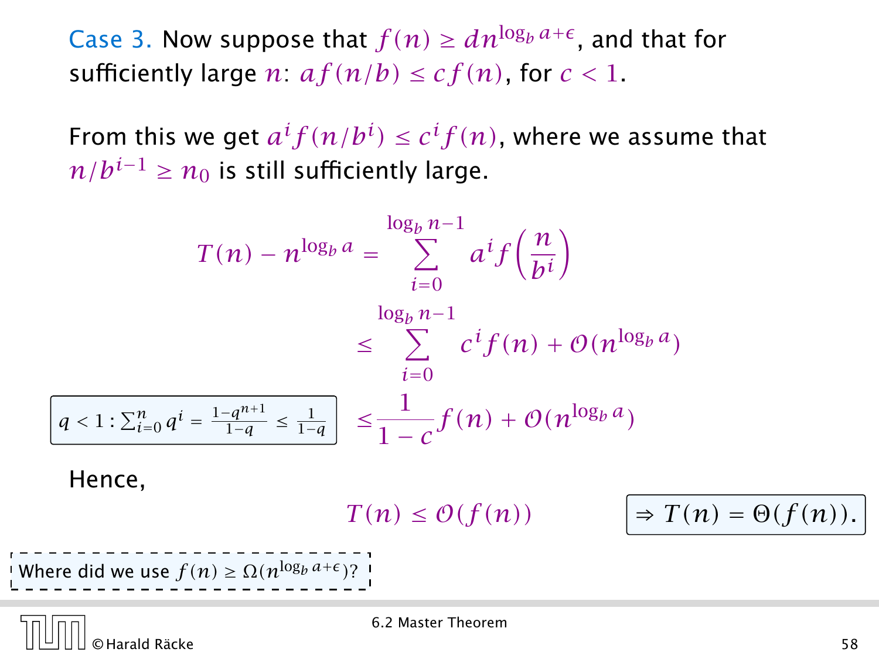Case 3. Now suppose that $f(n) \geq dn^{\log_b a+\epsilon}$, and that for sufficiently large $n$: $af(n/b) \leq cf(n)$, for $c < 1$.

From this we get $a^i f(n/b^i) \leq c^i f(n)$, where we assume that $n/b^{i-1} \geq n_0$ is still sufficiently large.

$$
\begin{aligned}
T(n) - n^{\log_b a} &= \sum_{i=0}^{\log_b n - 1} a^i f\left(\frac{n}{b^i}\right) \\
&\leq \sum_{i=0}^{\log_b n - 1} c^i f(n) + \mathcal{O}(n^{\log_b a}) \\
&\leq \frac{1}{1-c} f(n) + \mathcal{O}(n^{\log_b a})
\end{aligned}
$$

$q < 1 : \sum_{i=0}^{n} q^i = \frac{1-q^{n+1}}{1-q} \leq \frac{1}{1-q}$

Hence,

$$T(n) \leq \mathcal{O}(f(n))$$

$\Rightarrow T(n) = \Theta(f(n))$.

Where did we use $f(n) \geq \Omega(n^{\log_b a+\epsilon})$?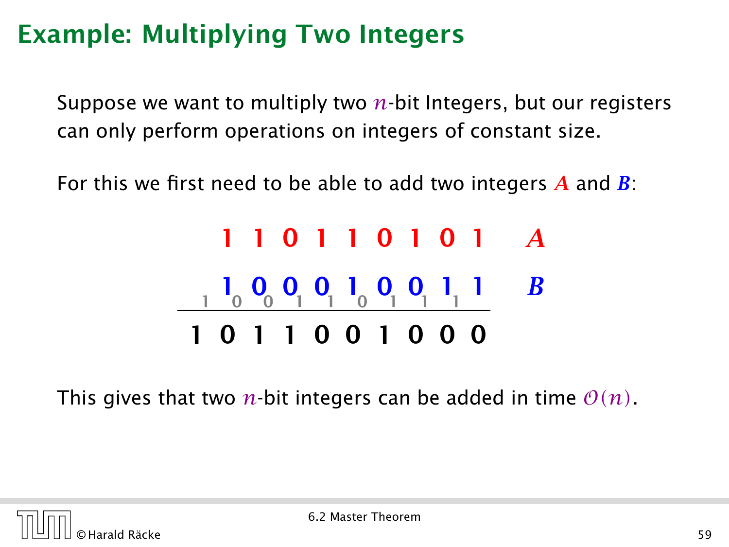## Example: Multiplying Two Integers

Suppose we want to multiply two $n$-bit Integers, but our registers can only perform operations on integers of constant size.

For this we first need to be able to add two integers $A$ and $B$:

```
      1 1 0 1 1 0 1 0 1     A
      1 0 0 0 1 0 0 1 1     B
    1 0 0 1 1 0 1 1 1       (carries)
  ---------------------
    1 0 1 1 0 0 1 0 0 0
```

This gives that two $n$-bit integers can be added in time $\mathcal{O}(n)$.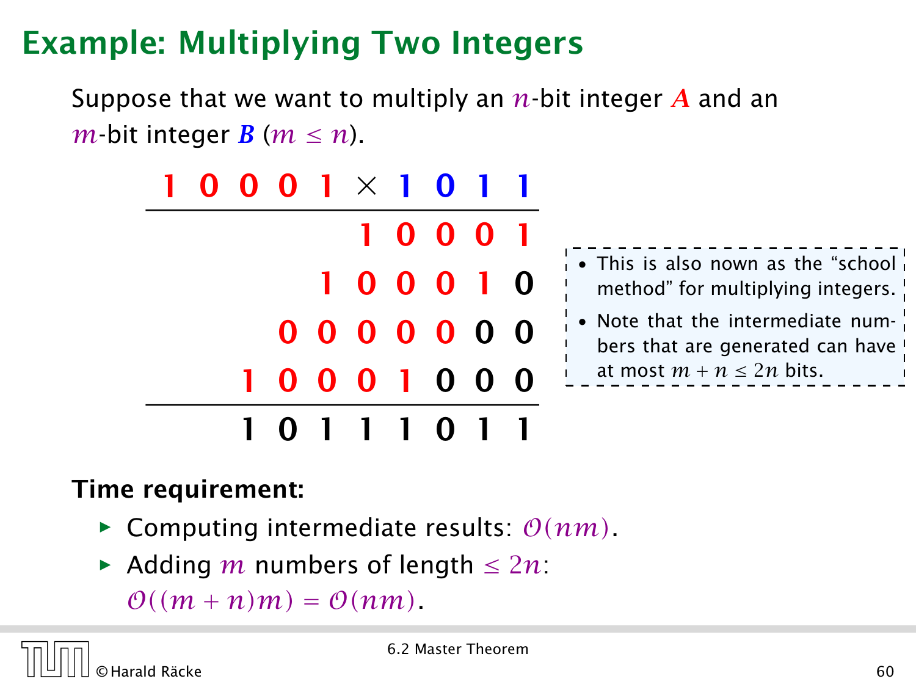# Example: Multiplying Two Integers

Suppose that we want to multiply an $n$-bit integer $A$ and an $m$-bit integer $B$ ($m \leq n$).

```
1 0 0 0 1 × 1 0 1 1
-------------------
          1 0 0 0 1
        1 0 0 0 1 0
      0 0 0 0 0 0 0
    1 0 0 0 1 0 0 0
-------------------
    1 0 1 1 1 0 1 1
```

- This is also nown as the "school method" for multiplying integers.
- Note that the intermediate numbers that are generated can have at most $m + n \leq 2n$ bits.

**Time requirement:**

- Computing intermediate results: $\mathcal{O}(nm)$.
- Adding $m$ numbers of length $\leq 2n$: $\mathcal{O}((m+n)m) = \mathcal{O}(nm)$.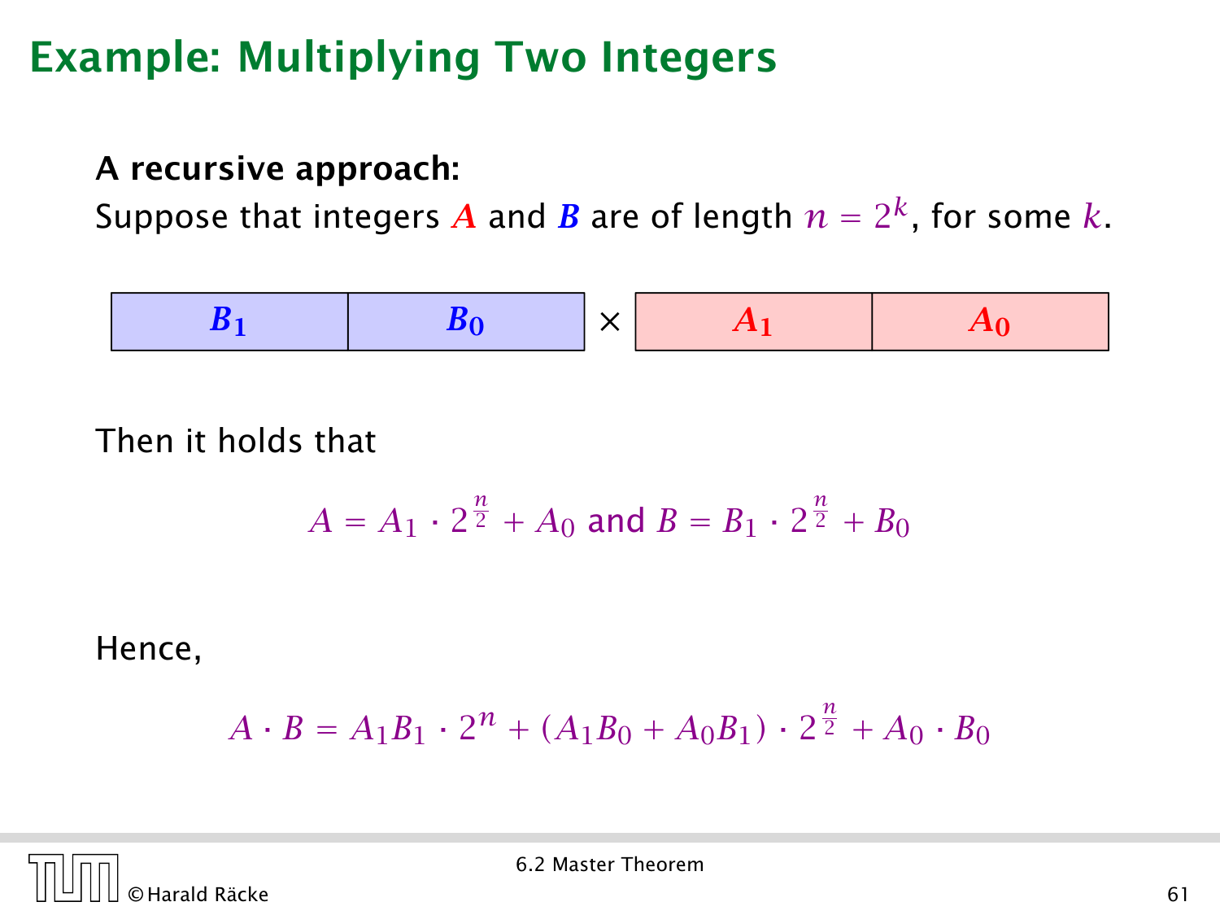# Example: Multiplying Two Integers

**A recursive approach:**

Suppose that integers $A$ and $B$ are of length $n = 2^k$, for some $k$.

| $B_1$ | $B_0$ | $\times$ | $A_1$ | $A_0$ |
|---|---|---|---|---|

Then it holds that

$$A = A_1 \cdot 2^{\frac{n}{2}} + A_0 \text{ and } B = B_1 \cdot 2^{\frac{n}{2}} + B_0$$

Hence,

$$A \cdot B = A_1 B_1 \cdot 2^n + (A_1 B_0 + A_0 B_1) \cdot 2^{\frac{n}{2}} + A_0 \cdot B_0$$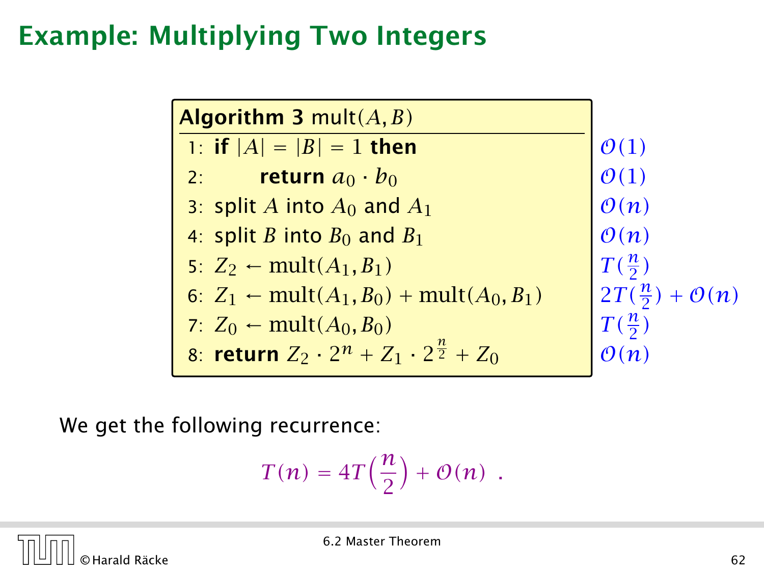# Example: Multiplying Two Integers

**Algorithm 3** mult$(A, B)$

| | | Cost |
|---|---|---|
| 1: | **if** $\|A\| = \|B\| = 1$ **then** | $\mathcal{O}(1)$ |
| 2: | **return** $a_0 \cdot b_0$ | $\mathcal{O}(1)$ |
| 3: | split $A$ into $A_0$ and $A_1$ | $\mathcal{O}(n)$ |
| 4: | split $B$ into $B_0$ and $B_1$ | $\mathcal{O}(n)$ |
| 5: | $Z_2 \leftarrow \text{mult}(A_1, B_1)$ | $T(\frac{n}{2})$ |
| 6: | $Z_1 \leftarrow \text{mult}(A_1, B_0) + \text{mult}(A_0, B_1)$ | $2T(\frac{n}{2}) + \mathcal{O}(n)$ |
| 7: | $Z_0 \leftarrow \text{mult}(A_0, B_0)$ | $T(\frac{n}{2})$ |
| 8: | **return** $Z_2 \cdot 2^n + Z_1 \cdot 2^{\frac{n}{2}} + Z_0$ | $\mathcal{O}(n)$ |

We get the following recurrence:

$$T(n) = 4T\left(\frac{n}{2}\right) + \mathcal{O}(n) \ .$$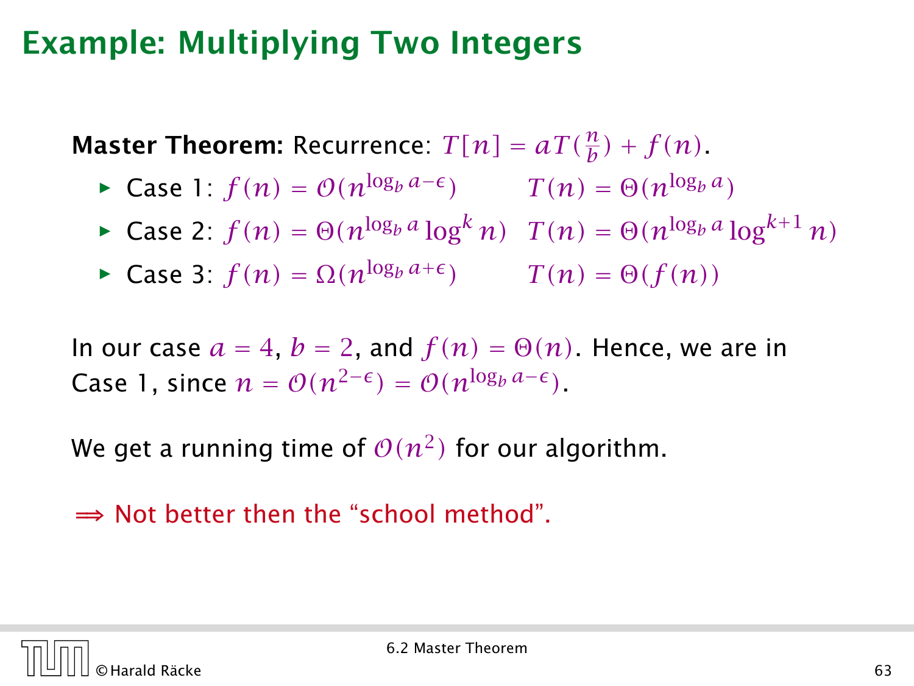## Example: Multiplying Two Integers

**Master Theorem:** Recurrence: $T[n] = aT(\frac{n}{b}) + f(n)$.

- Case 1: $f(n) = \mathcal{O}(n^{\log_b a - \epsilon})$ $\quad T(n) = \Theta(n^{\log_b a})$
- Case 2: $f(n) = \Theta(n^{\log_b a} \log^k n)$ $\quad T(n) = \Theta(n^{\log_b a} \log^{k+1} n)$
- Case 3: $f(n) = \Omega(n^{\log_b a + \epsilon})$ $\quad T(n) = \Theta(f(n))$

In our case $a = 4$, $b = 2$, and $f(n) = \Theta(n)$. Hence, we are in Case 1, since $n = \mathcal{O}(n^{2-\epsilon}) = \mathcal{O}(n^{\log_b a - \epsilon})$.

We get a running time of $\mathcal{O}(n^2)$ for our algorithm.

$\Longrightarrow$ Not better then the "school method".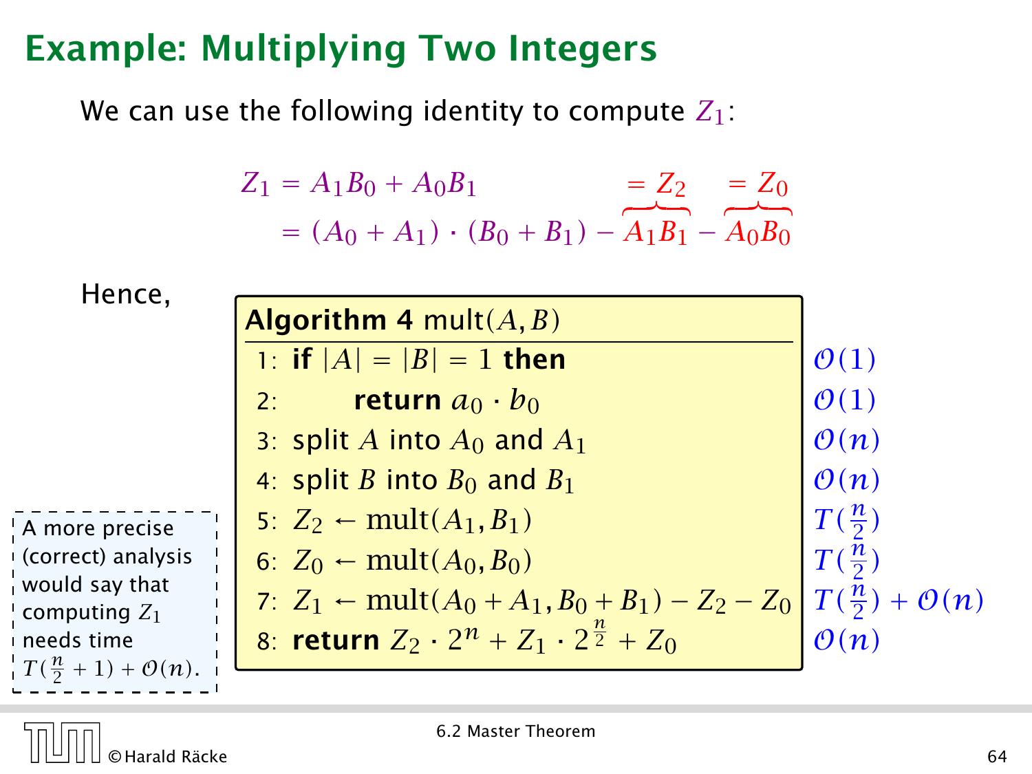# Example: Multiplying Two Integers

We can use the following identity to compute $Z_1$:

$$
\begin{aligned}
Z_1 &= A_1B_0 + A_0B_1 \\
&= (A_0 + A_1) \cdot (B_0 + B_1) - \overbrace{A_1B_1}^{=Z_2} - \overbrace{A_0B_0}^{=Z_0}
\end{aligned}
$$

Hence,

**Algorithm 4** mult$(A, B)$

| Line | Step | Cost |
|---|---|---|
| 1: | **if** $\lvert A\rvert = \lvert B\rvert = 1$ **then** | $\mathcal{O}(1)$ |
| 2: | &nbsp;&nbsp;&nbsp;&nbsp;**return** $a_0 \cdot b_0$ | $\mathcal{O}(1)$ |
| 3: | split $A$ into $A_0$ and $A_1$ | $\mathcal{O}(n)$ |
| 4: | split $B$ into $B_0$ and $B_1$ | $\mathcal{O}(n)$ |
| 5: | $Z_2 \leftarrow \text{mult}(A_1, B_1)$ | $T(\frac{n}{2})$ |
| 6: | $Z_0 \leftarrow \text{mult}(A_0, B_0)$ | $T(\frac{n}{2})$ |
| 7: | $Z_1 \leftarrow \text{mult}(A_0 + A_1, B_0 + B_1) - Z_2 - Z_0$ | $T(\frac{n}{2}) + \mathcal{O}(n)$ |
| 8: | **return** $Z_2 \cdot 2^n + Z_1 \cdot 2^{\frac{n}{2}} + Z_0$ | $\mathcal{O}(n)$ |

A more precise (correct) analysis would say that computing $Z_1$ needs time $T(\frac{n}{2} + 1) + \mathcal{O}(n)$.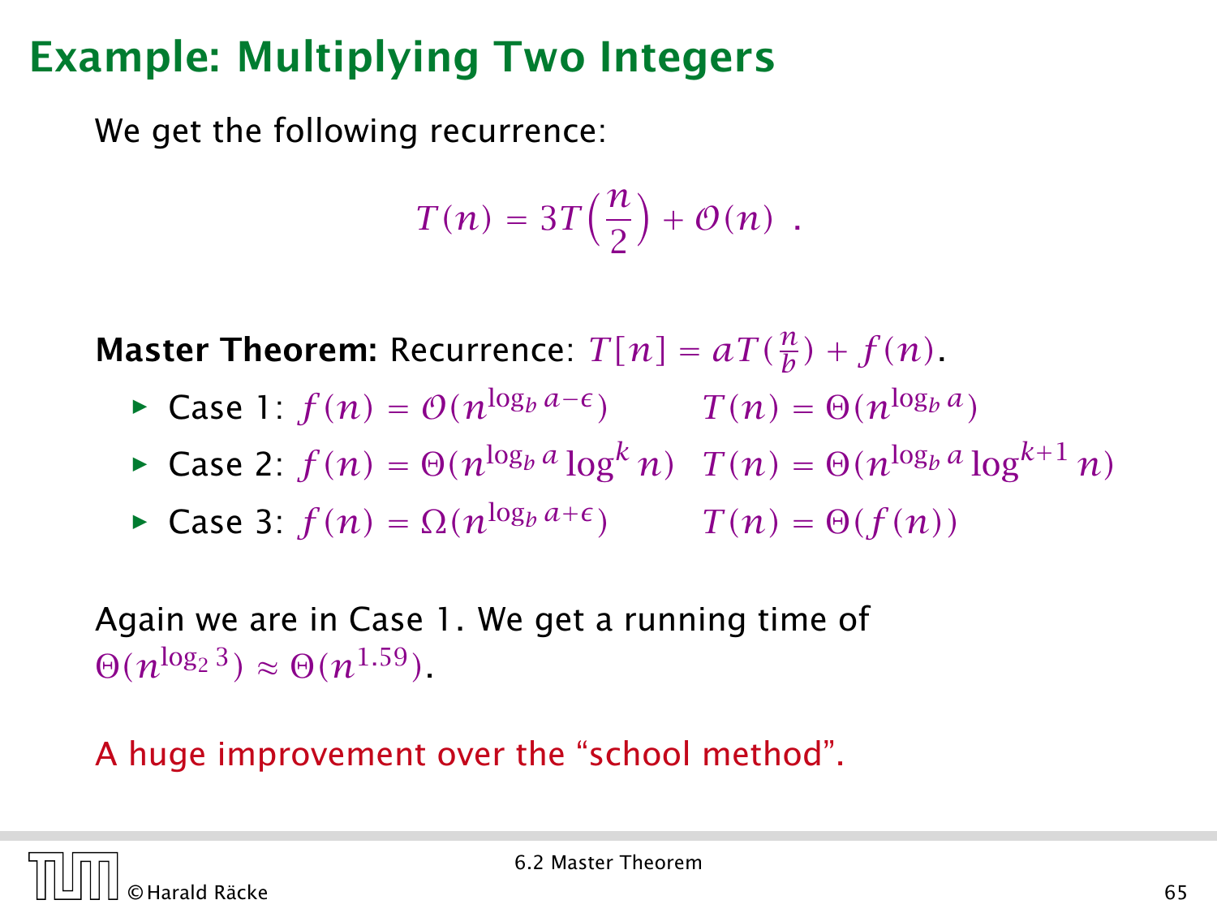## Example: Multiplying Two Integers

We get the following recurrence:

$$T(n) = 3T\left(\frac{n}{2}\right) + \mathcal{O}(n) \ .$$

**Master Theorem:** Recurrence: $T[n] = aT(\frac{n}{b}) + f(n)$.

- Case 1: $f(n) = \mathcal{O}(n^{\log_b a - \epsilon})$ $\quad T(n) = \Theta(n^{\log_b a})$
- Case 2: $f(n) = \Theta(n^{\log_b a} \log^k n)$ $\quad T(n) = \Theta(n^{\log_b a} \log^{k+1} n)$
- Case 3: $f(n) = \Omega(n^{\log_b a + \epsilon})$ $\quad T(n) = \Theta(f(n))$

Again we are in Case 1. We get a running time of $\Theta(n^{\log_2 3}) \approx \Theta(n^{1.59})$.

A huge improvement over the “school method”.